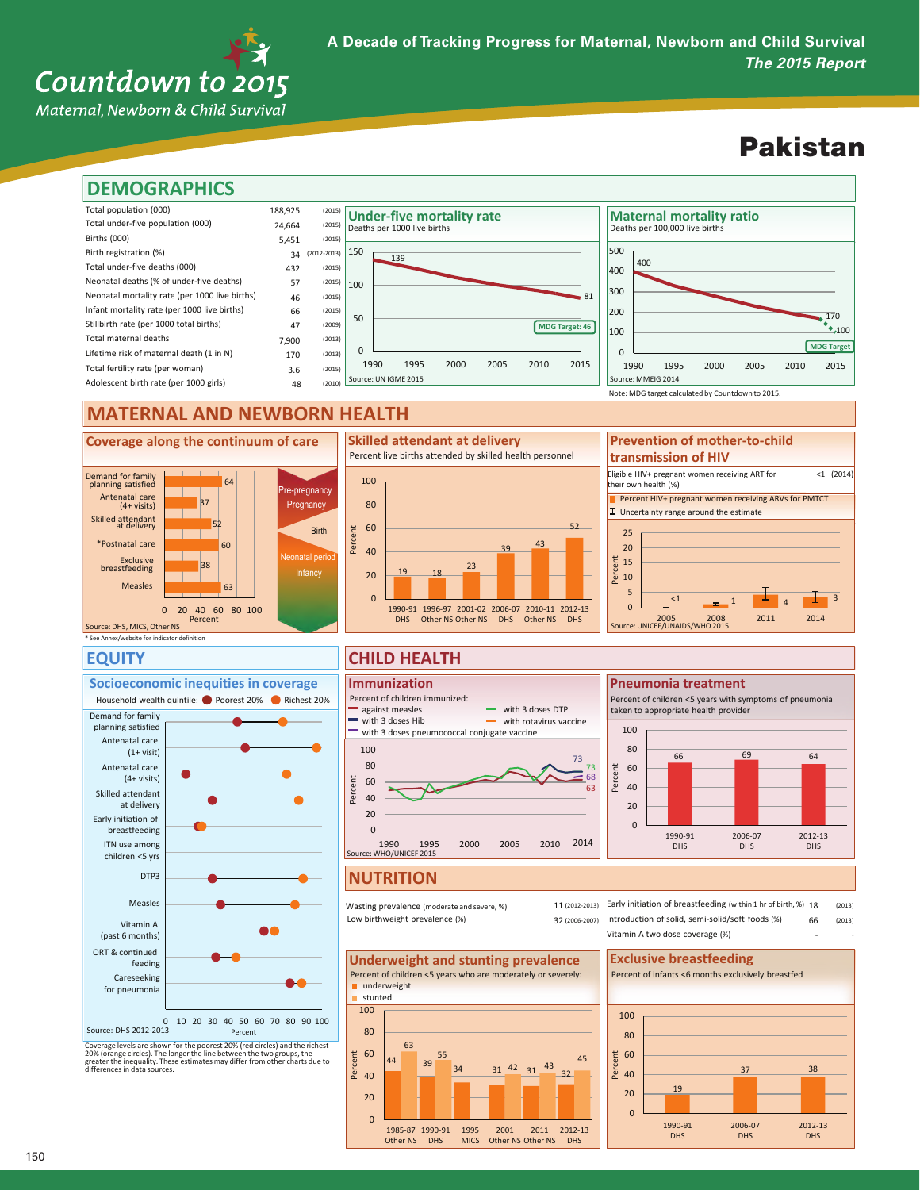# Countdown to 2015

*Maternal, Newborn & Child Survival*

**A Decade of Tracking Progress for Maternal, Newborn and Child Survival**
***The 2015 Report***

# Pakistan

## DEMOGRAPHICS

| Indicator | Value | Year |
|---|---|---|
| Total population (000) | 188,925 | (2015) |
| Total under-five population (000) | 24,664 | (2015) |
| Births (000) | 5,451 | (2015) |
| Birth registration (%) | 34 | (2012-2013) |
| Total under-five deaths (000) | 432 | (2015) |
| Neonatal deaths (% of under-five deaths) | 57 | (2015) |
| Neonatal mortality rate (per 1000 live births) | 46 | (2015) |
| Infant mortality rate (per 1000 live births) | 66 | (2015) |
| Stillbirth rate (per 1000 total births) | 47 | (2009) |
| Total maternal deaths | 7,900 | (2013) |
| Lifetime risk of maternal death (1 in N) | 170 | (2013) |
| Total fertility rate (per woman) | 3.6 | (2015) |
| Adolescent birth rate (per 1000 girls) | 48 | (2010) |

### Under-five mortality rate
Deaths per 1000 live births

1990: 139; 2015: 81; MDG Target: 46

Source: UN IGME 2015

### Maternal mortality ratio
Deaths per 100,000 live births

1990: 400; 2013: 170; MDG Target: 100

Source: MMEIG 2014

Note: MDG target calculated by Countdown to 2015.

## MATERNAL AND NEWBORN HEALTH

### Coverage along the continuum of care

| Indicator | Percent |
|---|---|
| Demand for family planning satisfied | 64 |
| Antenatal care (4+ visits) | 37 |
| Skilled attendant at delivery | 52 |
| *Postnatal care | 60 |
| Exclusive breastfeeding | 38 |
| Measles | 63 |

Pre-pregnancy, Pregnancy, Birth, Neonatal period, Infancy

Source: DHS, MICS, Other NS

* See Annex/website for indicator definition

### Skilled attendant at delivery
Percent live births attended by skilled health personnel

| 1990-91 DHS | 1996-97 Other NS | 2001-02 Other NS | 2006-07 DHS | 2010-11 Other NS | 2012-13 DHS |
|---|---|---|---|---|---|
| 19 | 18 | 23 | 39 | 43 | 52 |

### Prevention of mother-to-child transmission of HIV

Eligible HIV+ pregnant women receiving ART for their own health (%): <1 (2014)

Percent HIV+ pregnant women receiving ARVs for PMTCT; Uncertainty range around the estimate

| 2005 | 2008 | 2011 | 2014 |
|---|---|---|---|
| <1 | 1 | 4 | 3 |

Source: UNICEF/UNAIDS/WHO 2015

## EQUITY

### Socioeconomic inequities in coverage

Household wealth quintile: Poorest 20%, Richest 20%

Indicators: Demand for family planning satisfied; Antenatal care (1+ visit); Antenatal care (4+ visits); Skilled attendant at delivery; Early initiation of breastfeeding; ITN use among children <5 yrs; DTP3; Measles; Vitamin A (past 6 months); ORT & continued feeding; Careseeking for pneumonia

Source: DHS 2012-2013

Coverage levels are shown for the poorest 20% (red circles) and the richest 20% (orange circles). The longer the line between the two groups, the greater the inequality. These estimates may differ from other charts due to differences in data sources.

## CHILD HEALTH

### Immunization
Percent of children immunized: against measles; with 3 doses DTP; with 3 doses Hib; with rotavirus vaccine; with 3 doses pneumococcal conjugate vaccine

2014: 73, 73, 68, 63

Source: WHO/UNICEF 2015

### Pneumonia treatment
Percent of children <5 years with symptoms of pneumonia taken to appropriate health provider

| 1990-91 DHS | 2006-07 DHS | 2012-13 DHS |
|---|---|---|
| 66 | 69 | 64 |

## NUTRITION

| Indicator | Value | Year |
|---|---|---|
| Wasting prevalence (moderate and severe, %) | 11 | (2012-2013) |
| Low birthweight prevalence (%) | 32 | (2006-2007) |
| Early initiation of breastfeeding (within 1 hr of birth, %) | 18 | (2013) |
| Introduction of solid, semi-solid/soft foods (%) | 66 | (2013) |
| Vitamin A two dose coverage (%) | - | - |

### Underweight and stunting prevalence
Percent of children <5 years who are moderately or severely: underweight; stunted

| | 1985-87 Other NS | 1990-91 DHS | 1995 MICS | 2001 Other NS | 2011 Other NS | 2012-13 DHS |
|---|---|---|---|---|---|---|
| Underweight | 44 | 39 | 34 | 31 | 31 | 32 |
| Stunted | 63 | 55 | | 42 | 43 | 45 |

### Exclusive breastfeeding
Percent of infants <6 months exclusively breastfed

| 1990-91 DHS | 2006-07 DHS | 2012-13 DHS |
|---|---|---|
| 19 | 37 | 38 |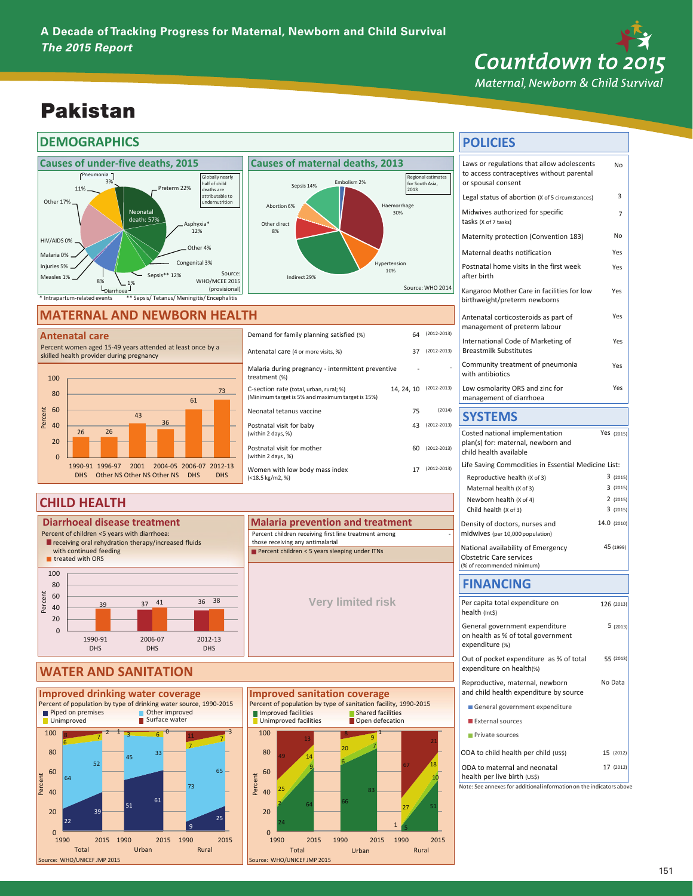A Decade of Tracking Progress for Maternal, Newborn and Child Survival
*The 2015 Report*

Countdown to 2015
Maternal, Newborn & Child Survival

# Pakistan

## DEMOGRAPHICS

### Causes of under-five deaths, 2015

Pneumonia 3%
11%
Other 17%
HIV/AIDS 0%
Malaria 0%
Injuries 5%
Measles 1%
8%
1%
Diarrhoea
Preterm 22%
Neonatal death: 57%
Asphyxia* 12%
Other 4%
Congenital 3%
Sepsis** 12%
Globally nearly half of child deaths are attributable to undernutrition
Source: WHO/MCEE 2015 (provisional)

\* Intrapartum-related events ** Sepsis/ Tetanus/ Meningitis/ Encephalitis

### Causes of maternal deaths, 2013

Sepsis 14%
Embolism 2%
Abortion 6%
Other direct 8%
Indirect 29%
Haemorrhage 30%
Hypertension 10%
Regional estimates for South Asia, 2013
Source: WHO 2014

## MATERNAL AND NEWBORN HEALTH

### Antenatal care

Percent women aged 15-49 years attended at least once by a skilled health provider during pregnancy

Percent
26, 26, 43, 36, 61, 73
1990-91 DHS, 1996-97 Other NS, 2001 Other NS, 2004-05 Other NS, 2006-07 DHS, 2012-13 DHS

| | | |
|---|---|---|
| Demand for family planning satisfied (%) | 64 | (2012-2013) |
| Antenatal care (4 or more visits, %) | 37 | (2012-2013) |
| Malaria during pregnancy - intermittent preventive treatment (%) | - | - |
| C-section rate (total, urban, rural; %) (Minimum target is 5% and maximum target is 15%) | 14, 24, 10 | (2012-2013) |
| Neonatal tetanus vaccine | 75 | (2014) |
| Postnatal visit for baby (within 2 days, %) | 43 | (2012-2013) |
| Postnatal visit for mother (within 2 days , %) | 60 | (2012-2013) |
| Women with low body mass index (<18.5 kg/m2, %) | 17 | (2012-2013) |

## CHILD HEALTH

### Diarrhoeal disease treatment

Percent of children <5 years with diarrhoea:
- receiving oral rehydration therapy/increased fluids with continued feeding
- treated with ORS

Percent
1990-91 DHS: 39
2006-07 DHS: 37, 41
2012-13 DHS: 36, 38

### Malaria prevention and treatment

Percent children receiving first line treatment among those receiving any antimalarial: -

Percent children < 5 years sleeping under ITNs

Very limited risk

## WATER AND SANITATION

### Improved drinking water coverage

Percent of population by type of drinking water source, 1990-2015
- Piped on premises
- Other improved
- Unimproved
- Surface water

Percent
Total 1990: 22, 64, 6, 8; Total 2015: 39, 52, 7, 2
Urban 1990: 51, 45, 3, 1; Urban 2015: 61, 33, 6, 0
Rural 1990: 9, 73, 7, 11; Rural 2015: 25, 65, 7, 3

Source: WHO/UNICEF JMP 2015

### Improved sanitation coverage

Percent of population by type of sanitation facility, 1990-2015
- Improved facilities
- Shared facilities
- Unimproved facilities
- Open defecation

Percent
Total 1990: 24, 2, 25, 49; Total 2015: 64, 9, 14, 13
Urban 1990: 66, 6, 20, 8; Urban 2015: 83, 7, 9, 1
Rural 1990: 5, 1, 27, 67; Rural 2015: 51, 10, 18, 21

Source: WHO/UNICEF JMP 2015

## POLICIES

| | |
|---|---|
| Laws or regulations that allow adolescents to access contraceptives without parental or spousal consent | No |
| Legal status of abortion (X of 5 circumstances) | 3 |
| Midwives authorized for specific tasks (X of 7 tasks) | 7 |
| Maternity protection (Convention 183) | No |
| Maternal deaths notification | Yes |
| Postnatal home visits in the first week after birth | Yes |
| Kangaroo Mother Care in facilities for low birthweight/preterm newborns | Yes |
| Antenatal corticosteroids as part of management of preterm labour | Yes |
| International Code of Marketing of Breastmilk Substitutes | Yes |
| Community treatment of pneumonia with antibiotics | Yes |
| Low osmolarity ORS and zinc for management of diarrhoea | Yes |

## SYSTEMS

| | | |
|---|---|---|
| Costed national implementation plan(s) for: maternal, newborn and child health available | Yes | (2015) |
| Life Saving Commodities in Essential Medicine List: | | |
| Reproductive health (X of 3) | 3 | (2015) |
| Maternal health (X of 3) | 3 | (2015) |
| Newborn health (X of 4) | 2 | (2015) |
| Child health (X of 3) | 3 | (2015) |
| Density of doctors, nurses and midwives (per 10,000 population) | 14.0 | (2010) |
| National availability of Emergency Obstetric Care services (% of recommended minimum) | 45 | (1999) |

## FINANCING

| | | |
|---|---|---|
| Per capita total expenditure on health (Int$) | 126 | (2013) |
| General government expenditure on health as % of total government expenditure (%) | 5 | (2013) |
| Out of pocket expenditure as % of total expenditure on health(%) | 55 | (2013) |
| Reproductive, maternal, newborn and child health expenditure by source | No Data | |
| ODA to child health per child (US$) | 15 | (2012) |
| ODA to maternal and neonatal health per live birth (US$) | 17 | (2012) |

- General government expenditure
- External sources
- Private sources

Note: See annexes for additional information on the indicators above